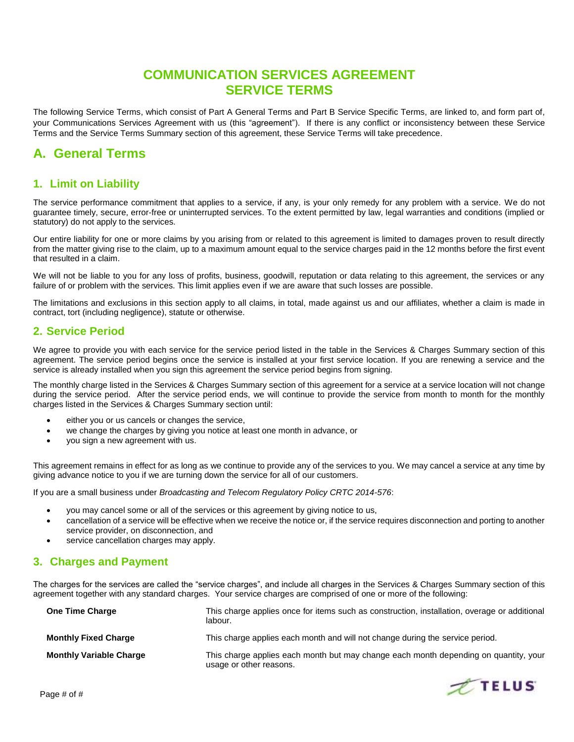# COMMUNICATION SERVICES AGREEMENT
# SERVICE TERMS

The following Service Terms, which consist of Part A General Terms and Part B Service Specific Terms, are linked to, and form part of, your Communications Services Agreement with us (this "agreement"). If there is any conflict or inconsistency between these Service Terms and the Service Terms Summary section of this agreement, these Service Terms will take precedence.

## A. General Terms

### 1. Limit on Liability

The service performance commitment that applies to a service, if any, is your only remedy for any problem with a service. We do not guarantee timely, secure, error-free or uninterrupted services. To the extent permitted by law, legal warranties and conditions (implied or statutory) do not apply to the services.

Our entire liability for one or more claims by you arising from or related to this agreement is limited to damages proven to result directly from the matter giving rise to the claim, up to a maximum amount equal to the service charges paid in the 12 months before the first event that resulted in a claim.

We will not be liable to you for any loss of profits, business, goodwill, reputation or data relating to this agreement, the services or any failure of or problem with the services. This limit applies even if we are aware that such losses are possible.

The limitations and exclusions in this section apply to all claims, in total, made against us and our affiliates, whether a claim is made in contract, tort (including negligence), statute or otherwise.

### 2. Service Period

We agree to provide you with each service for the service period listed in the table in the Services & Charges Summary section of this agreement. The service period begins once the service is installed at your first service location. If you are renewing a service and the service is already installed when you sign this agreement the service period begins from signing.

The monthly charge listed in the Services & Charges Summary section of this agreement for a service at a service location will not change during the service period. After the service period ends, we will continue to provide the service from month to month for the monthly charges listed in the Services & Charges Summary section until:

- either you or us cancels or changes the service,
- we change the charges by giving you notice at least one month in advance, or
- you sign a new agreement with us.

This agreement remains in effect for as long as we continue to provide any of the services to you. We may cancel a service at any time by giving advance notice to you if we are turning down the service for all of our customers.

If you are a small business under *Broadcasting and Telecom Regulatory Policy CRTC 2014-576*:

- you may cancel some or all of the services or this agreement by giving notice to us,
- cancellation of a service will be effective when we receive the notice or, if the service requires disconnection and porting to another service provider, on disconnection, and
- service cancellation charges may apply.

### 3. Charges and Payment

The charges for the services are called the "service charges", and include all charges in the Services & Charges Summary section of this agreement together with any standard charges. Your service charges are comprised of one or more of the following:

| | |
|---|---|
| **One Time Charge** | This charge applies once for items such as construction, installation, overage or additional labour. |
| **Monthly Fixed Charge** | This charge applies each month and will not change during the service period. |
| **Monthly Variable Charge** | This charge applies each month but may change each month depending on quantity, your usage or other reasons. |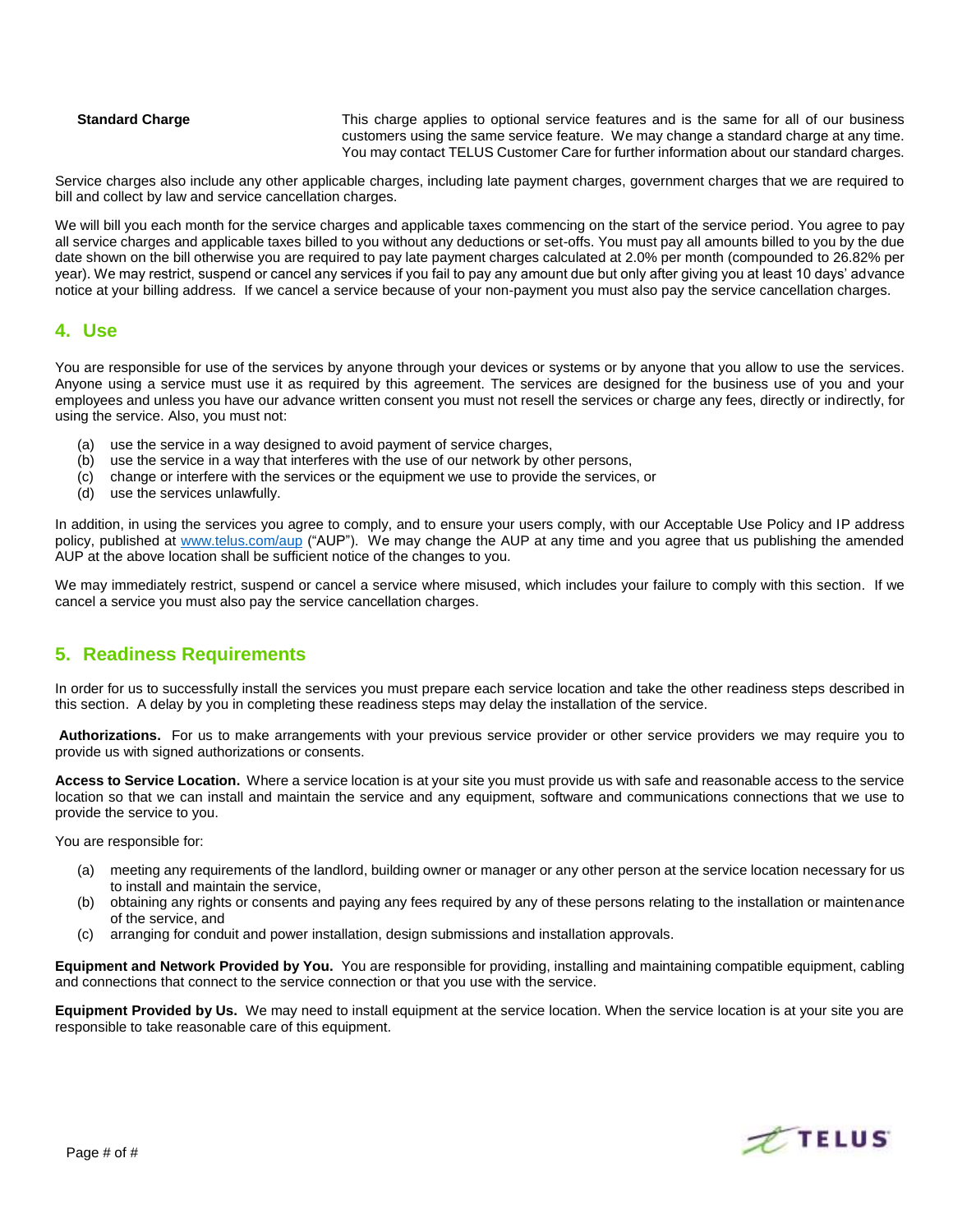| | |
|---|---|
| **Standard Charge** | This charge applies to optional service features and is the same for all of our business customers using the same service feature. We may change a standard charge at any time. You may contact TELUS Customer Care for further information about our standard charges. |

Service charges also include any other applicable charges, including late payment charges, government charges that we are required to bill and collect by law and service cancellation charges.

We will bill you each month for the service charges and applicable taxes commencing on the start of the service period. You agree to pay all service charges and applicable taxes billed to you without any deductions or set-offs. You must pay all amounts billed to you by the due date shown on the bill otherwise you are required to pay late payment charges calculated at 2.0% per month (compounded to 26.82% per year). We may restrict, suspend or cancel any services if you fail to pay any amount due but only after giving you at least 10 days' advance notice at your billing address. If we cancel a service because of your non-payment you must also pay the service cancellation charges.

## 4. Use

You are responsible for use of the services by anyone through your devices or systems or by anyone that you allow to use the services. Anyone using a service must use it as required by this agreement. The services are designed for the business use of you and your employees and unless you have our advance written consent you must not resell the services or charge any fees, directly or indirectly, for using the service. Also, you must not:

(a) use the service in a way designed to avoid payment of service charges,
(b) use the service in a way that interferes with the use of our network by other persons,
(c) change or interfere with the services or the equipment we use to provide the services, or
(d) use the services unlawfully.

In addition, in using the services you agree to comply, and to ensure your users comply, with our Acceptable Use Policy and IP address policy, published at www.telus.com/aup ("AUP"). We may change the AUP at any time and you agree that us publishing the amended AUP at the above location shall be sufficient notice of the changes to you.

We may immediately restrict, suspend or cancel a service where misused, which includes your failure to comply with this section. If we cancel a service you must also pay the service cancellation charges.

## 5. Readiness Requirements

In order for us to successfully install the services you must prepare each service location and take the other readiness steps described in this section. A delay by you in completing these readiness steps may delay the installation of the service.

**Authorizations.** For us to make arrangements with your previous service provider or other service providers we may require you to provide us with signed authorizations or consents.

**Access to Service Location.** Where a service location is at your site you must provide us with safe and reasonable access to the service location so that we can install and maintain the service and any equipment, software and communications connections that we use to provide the service to you.

You are responsible for:

(a) meeting any requirements of the landlord, building owner or manager or any other person at the service location necessary for us to install and maintain the service,
(b) obtaining any rights or consents and paying any fees required by any of these persons relating to the installation or maintenance of the service, and
(c) arranging for conduit and power installation, design submissions and installation approvals.

**Equipment and Network Provided by You.** You are responsible for providing, installing and maintaining compatible equipment, cabling and connections that connect to the service connection or that you use with the service.

**Equipment Provided by Us.** We may need to install equipment at the service location. When the service location is at your site you are responsible to take reasonable care of this equipment.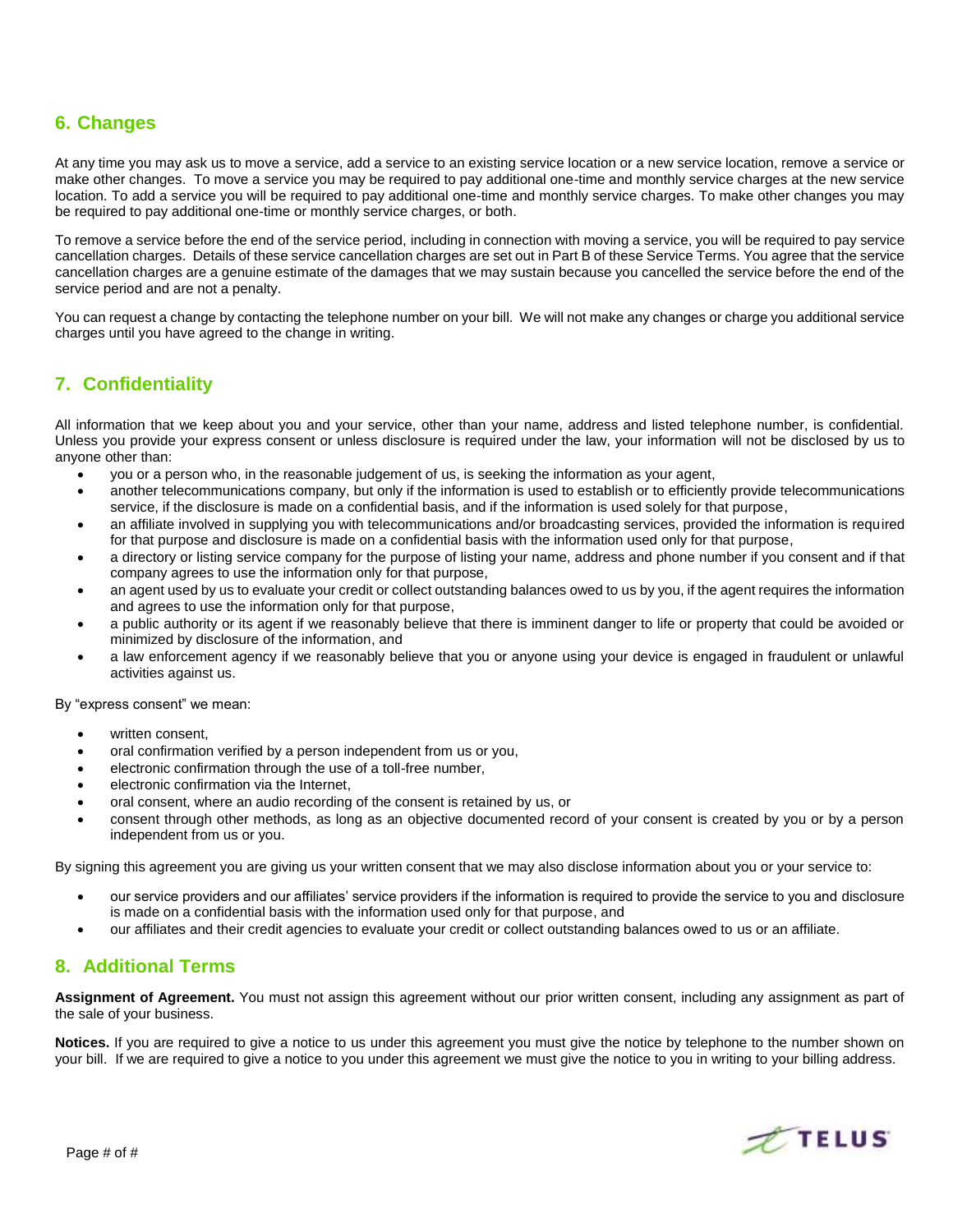## 6. Changes

At any time you may ask us to move a service, add a service to an existing service location or a new service location, remove a service or make other changes. To move a service you may be required to pay additional one-time and monthly service charges at the new service location. To add a service you will be required to pay additional one-time and monthly service charges. To make other changes you may be required to pay additional one-time or monthly service charges, or both.

To remove a service before the end of the service period, including in connection with moving a service, you will be required to pay service cancellation charges. Details of these service cancellation charges are set out in Part B of these Service Terms. You agree that the service cancellation charges are a genuine estimate of the damages that we may sustain because you cancelled the service before the end of the service period and are not a penalty.

You can request a change by contacting the telephone number on your bill. We will not make any changes or charge you additional service charges until you have agreed to the change in writing.

## 7. Confidentiality

All information that we keep about you and your service, other than your name, address and listed telephone number, is confidential. Unless you provide your express consent or unless disclosure is required under the law, your information will not be disclosed by us to anyone other than:

- you or a person who, in the reasonable judgement of us, is seeking the information as your agent,
- another telecommunications company, but only if the information is used to establish or to efficiently provide telecommunications service, if the disclosure is made on a confidential basis, and if the information is used solely for that purpose,
- an affiliate involved in supplying you with telecommunications and/or broadcasting services, provided the information is required for that purpose and disclosure is made on a confidential basis with the information used only for that purpose,
- a directory or listing service company for the purpose of listing your name, address and phone number if you consent and if that company agrees to use the information only for that purpose,
- an agent used by us to evaluate your credit or collect outstanding balances owed to us by you, if the agent requires the information and agrees to use the information only for that purpose,
- a public authority or its agent if we reasonably believe that there is imminent danger to life or property that could be avoided or minimized by disclosure of the information, and
- a law enforcement agency if we reasonably believe that you or anyone using your device is engaged in fraudulent or unlawful activities against us.

By "express consent" we mean:

- written consent,
- oral confirmation verified by a person independent from us or you,
- electronic confirmation through the use of a toll-free number,
- electronic confirmation via the Internet,
- oral consent, where an audio recording of the consent is retained by us, or
- consent through other methods, as long as an objective documented record of your consent is created by you or by a person independent from us or you.

By signing this agreement you are giving us your written consent that we may also disclose information about you or your service to:

- our service providers and our affiliates' service providers if the information is required to provide the service to you and disclosure is made on a confidential basis with the information used only for that purpose, and
- our affiliates and their credit agencies to evaluate your credit or collect outstanding balances owed to us or an affiliate.

## 8. Additional Terms

**Assignment of Agreement.** You must not assign this agreement without our prior written consent, including any assignment as part of the sale of your business.

**Notices.** If you are required to give a notice to us under this agreement you must give the notice by telephone to the number shown on your bill. If we are required to give a notice to you under this agreement we must give the notice to you in writing to your billing address.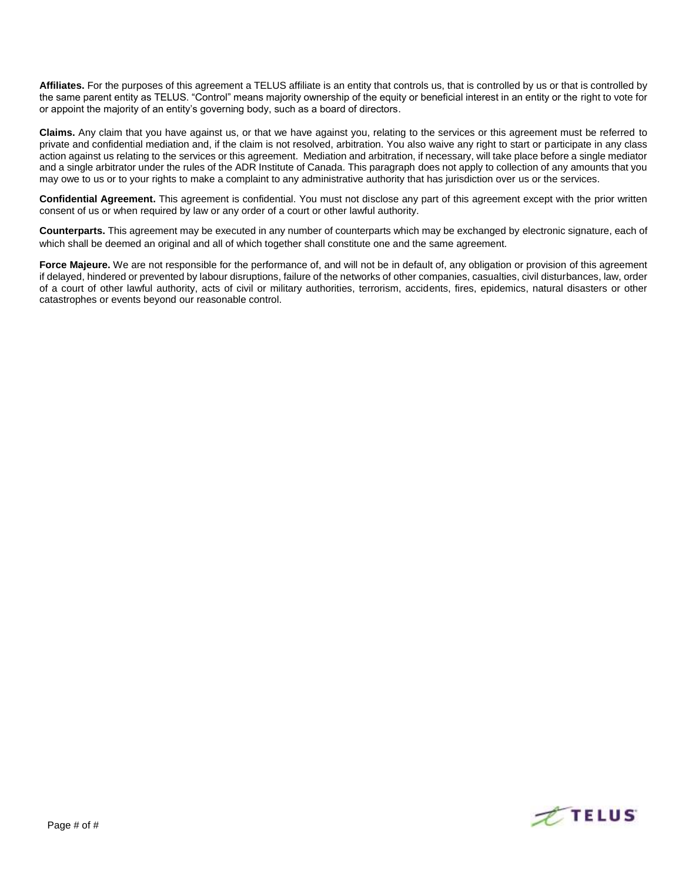**Affiliates.** For the purposes of this agreement a TELUS affiliate is an entity that controls us, that is controlled by us or that is controlled by the same parent entity as TELUS. "Control" means majority ownership of the equity or beneficial interest in an entity or the right to vote for or appoint the majority of an entity's governing body, such as a board of directors.

**Claims.** Any claim that you have against us, or that we have against you, relating to the services or this agreement must be referred to private and confidential mediation and, if the claim is not resolved, arbitration. You also waive any right to start or participate in any class action against us relating to the services or this agreement. Mediation and arbitration, if necessary, will take place before a single mediator and a single arbitrator under the rules of the ADR Institute of Canada. This paragraph does not apply to collection of any amounts that you may owe to us or to your rights to make a complaint to any administrative authority that has jurisdiction over us or the services.

**Confidential Agreement.** This agreement is confidential. You must not disclose any part of this agreement except with the prior written consent of us or when required by law or any order of a court or other lawful authority.

**Counterparts.** This agreement may be executed in any number of counterparts which may be exchanged by electronic signature, each of which shall be deemed an original and all of which together shall constitute one and the same agreement.

**Force Majeure.** We are not responsible for the performance of, and will not be in default of, any obligation or provision of this agreement if delayed, hindered or prevented by labour disruptions, failure of the networks of other companies, casualties, civil disturbances, law, order of a court of other lawful authority, acts of civil or military authorities, terrorism, accidents, fires, epidemics, natural disasters or other catastrophes or events beyond our reasonable control.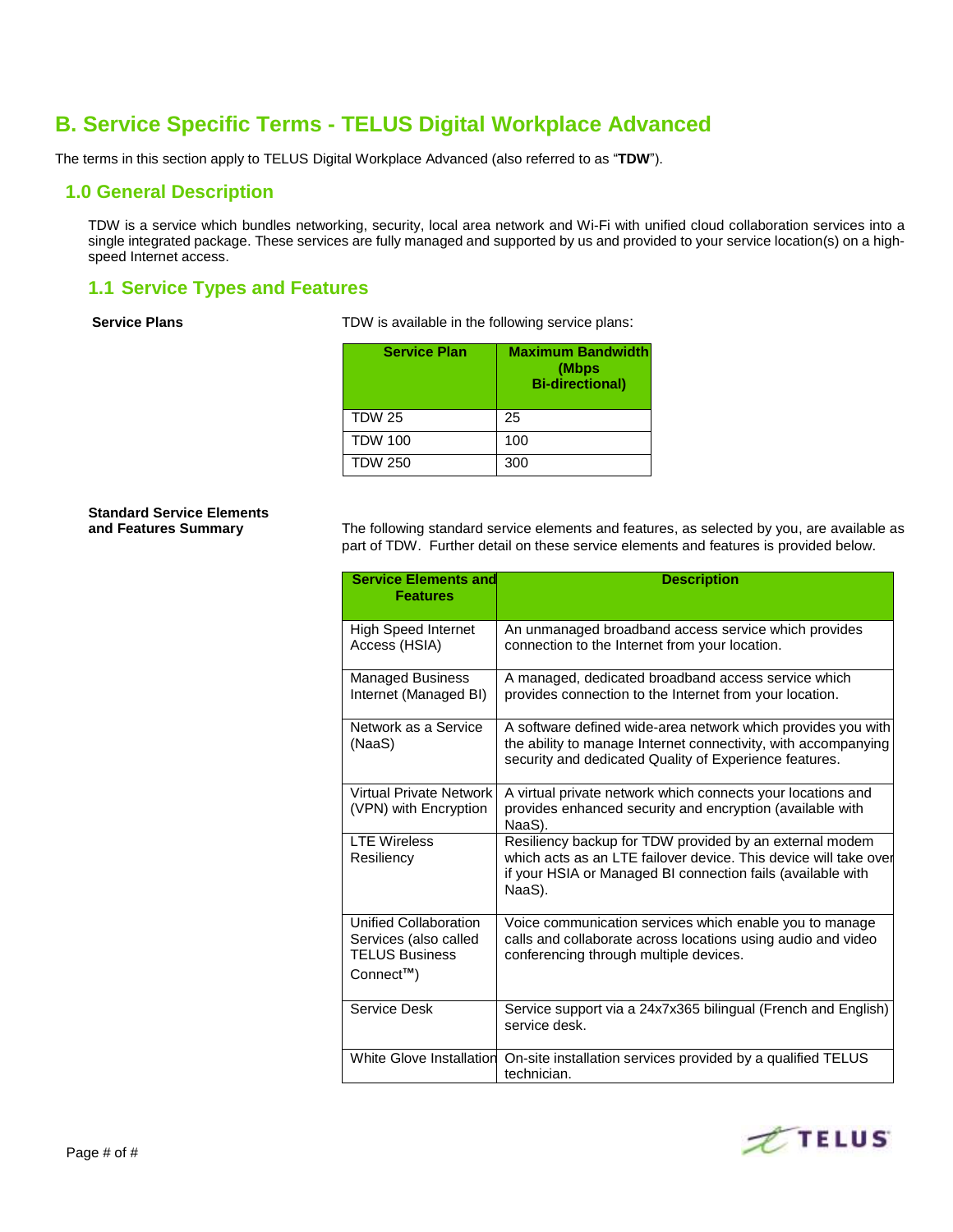# B. Service Specific Terms - TELUS Digital Workplace Advanced

The terms in this section apply to TELUS Digital Workplace Advanced (also referred to as "**TDW**").

## 1.0 General Description

TDW is a service which bundles networking, security, local area network and Wi-Fi with unified cloud collaboration services into a single integrated package. These services are fully managed and supported by us and provided to your service location(s) on a high-speed Internet access.

### 1.1 Service Types and Features

**Service Plans**

TDW is available in the following service plans:

| Service Plan | Maximum Bandwidth (Mbps Bi-directional) |
|---|---|
| TDW 25 | 25 |
| TDW 100 | 100 |
| TDW 250 | 300 |

**Standard Service Elements and Features Summary**

The following standard service elements and features, as selected by you, are available as part of TDW. Further detail on these service elements and features is provided below.

| Service Elements and Features | Description |
|---|---|
| High Speed Internet Access (HSIA) | An unmanaged broadband access service which provides connection to the Internet from your location. |
| Managed Business Internet (Managed BI) | A managed, dedicated broadband access service which provides connection to the Internet from your location. |
| Network as a Service (NaaS) | A software defined wide-area network which provides you with the ability to manage Internet connectivity, with accompanying security and dedicated Quality of Experience features. |
| Virtual Private Network (VPN) with Encryption | A virtual private network which connects your locations and provides enhanced security and encryption (available with NaaS). |
| LTE Wireless Resiliency | Resiliency backup for TDW provided by an external modem which acts as an LTE failover device. This device will take over if your HSIA or Managed BI connection fails (available with NaaS). |
| Unified Collaboration Services (also called TELUS Business Connect™) | Voice communication services which enable you to manage calls and collaborate across locations using audio and video conferencing through multiple devices. |
| Service Desk | Service support via a 24x7x365 bilingual (French and English) service desk. |
| White Glove Installation | On-site installation services provided by a qualified TELUS technician. |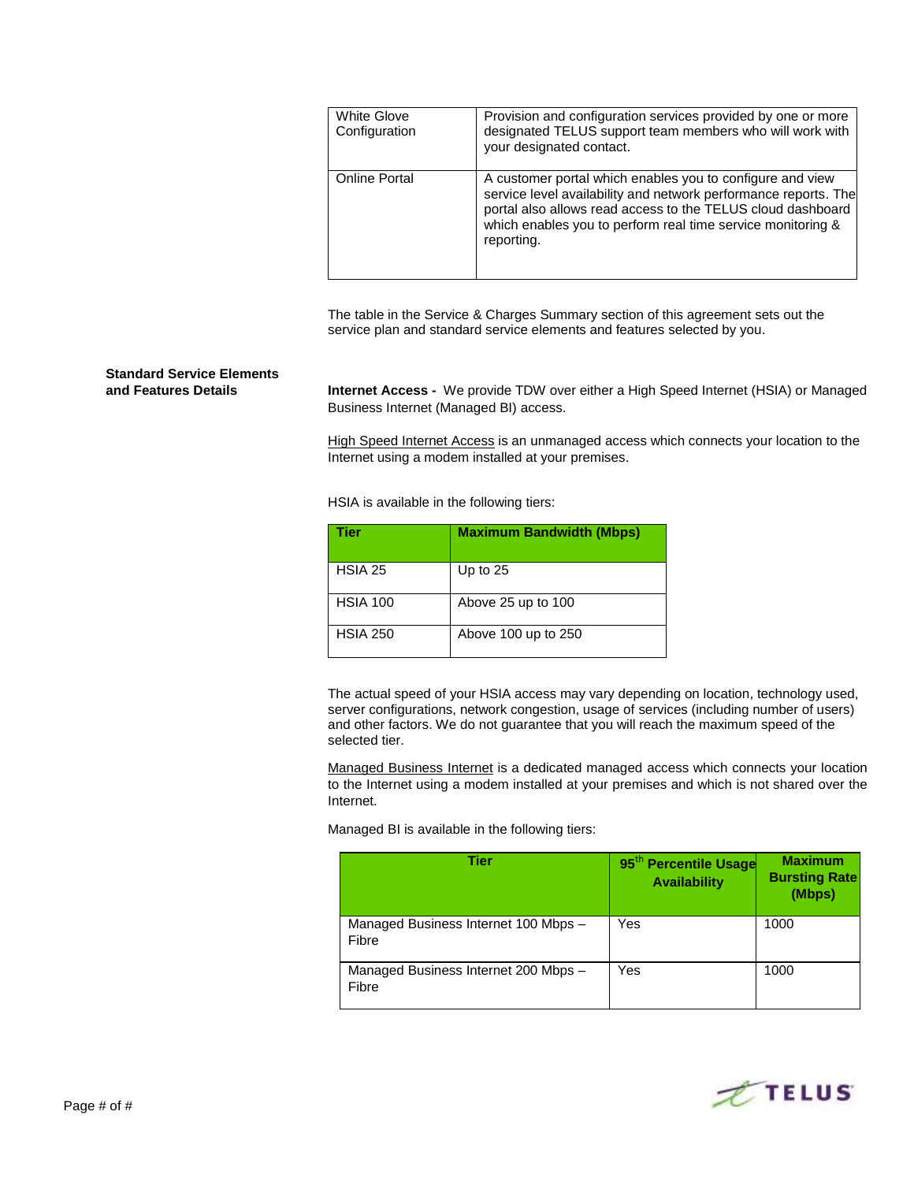| White Glove Configuration | Provision and configuration services provided by one or more designated TELUS support team members who will work with your designated contact. |
|---|---|
| Online Portal | A customer portal which enables you to configure and view service level availability and network performance reports. The portal also allows read access to the TELUS cloud dashboard which enables you to perform real time service monitoring & reporting. |

The table in the Service & Charges Summary section of this agreement sets out the service plan and standard service elements and features selected by you.

**Standard Service Elements and Features Details**

**Internet Access -** We provide TDW over either a High Speed Internet (HSIA) or Managed Business Internet (Managed BI) access.

High Speed Internet Access is an unmanaged access which connects your location to the Internet using a modem installed at your premises.

HSIA is available in the following tiers:

| Tier | Maximum Bandwidth (Mbps) |
|---|---|
| HSIA 25 | Up to 25 |
| HSIA 100 | Above 25 up to 100 |
| HSIA 250 | Above 100 up to 250 |

The actual speed of your HSIA access may vary depending on location, technology used, server configurations, network congestion, usage of services (including number of users) and other factors. We do not guarantee that you will reach the maximum speed of the selected tier.

Managed Business Internet is a dedicated managed access which connects your location to the Internet using a modem installed at your premises and which is not shared over the Internet.

Managed BI is available in the following tiers:

| Tier | 95th Percentile Usage Availability | Maximum Bursting Rate (Mbps) |
|---|---|---|
| Managed Business Internet 100 Mbps – Fibre | Yes | 1000 |
| Managed Business Internet 200 Mbps – Fibre | Yes | 1000 |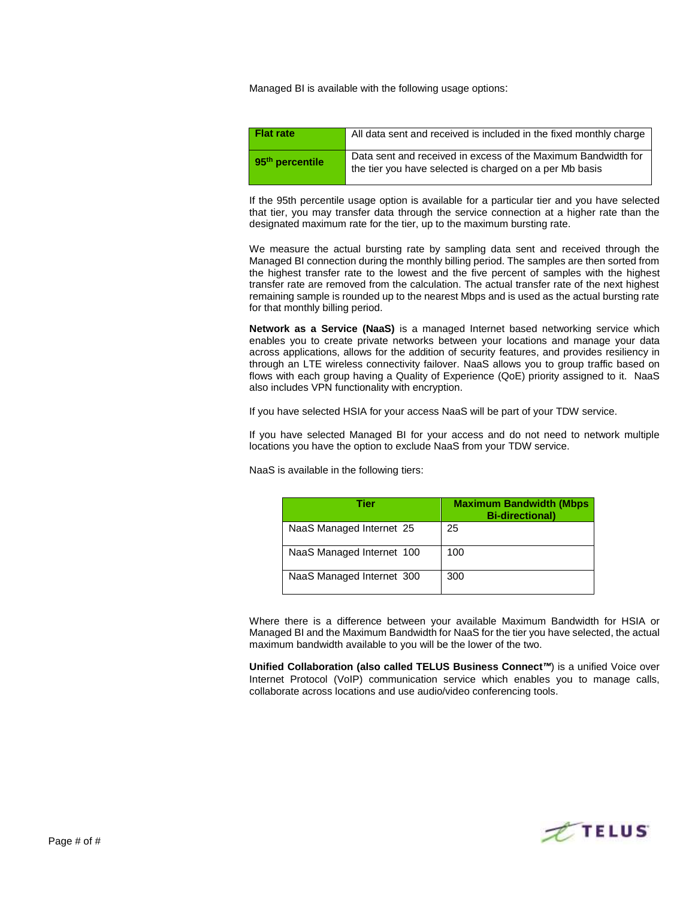Managed BI is available with the following usage options:

| **Flat rate** | All data sent and received is included in the fixed monthly charge |
|---|---|
| **95th percentile** | Data sent and received in excess of the Maximum Bandwidth for the tier you have selected is charged on a per Mb basis |

If the 95th percentile usage option is available for a particular tier and you have selected that tier, you may transfer data through the service connection at a higher rate than the designated maximum rate for the tier, up to the maximum bursting rate.

We measure the actual bursting rate by sampling data sent and received through the Managed BI connection during the monthly billing period. The samples are then sorted from the highest transfer rate to the lowest and the five percent of samples with the highest transfer rate are removed from the calculation. The actual transfer rate of the next highest remaining sample is rounded up to the nearest Mbps and is used as the actual bursting rate for that monthly billing period.

**Network as a Service (NaaS)** is a managed Internet based networking service which enables you to create private networks between your locations and manage your data across applications, allows for the addition of security features, and provides resiliency in through an LTE wireless connectivity failover. NaaS allows you to group traffic based on flows with each group having a Quality of Experience (QoE) priority assigned to it. NaaS also includes VPN functionality with encryption.

If you have selected HSIA for your access NaaS will be part of your TDW service.

If you have selected Managed BI for your access and do not need to network multiple locations you have the option to exclude NaaS from your TDW service.

NaaS is available in the following tiers:

| Tier | Maximum Bandwidth (Mbps Bi-directional) |
|---|---|
| NaaS Managed Internet 25 | 25 |
| NaaS Managed Internet 100 | 100 |
| NaaS Managed Internet 300 | 300 |

Where there is a difference between your available Maximum Bandwidth for HSIA or Managed BI and the Maximum Bandwidth for NaaS for the tier you have selected, the actual maximum bandwidth available to you will be the lower of the two.

**Unified Collaboration (also called TELUS Business Connect™**) is a unified Voice over Internet Protocol (VoIP) communication service which enables you to manage calls, collaborate across locations and use audio/video conferencing tools.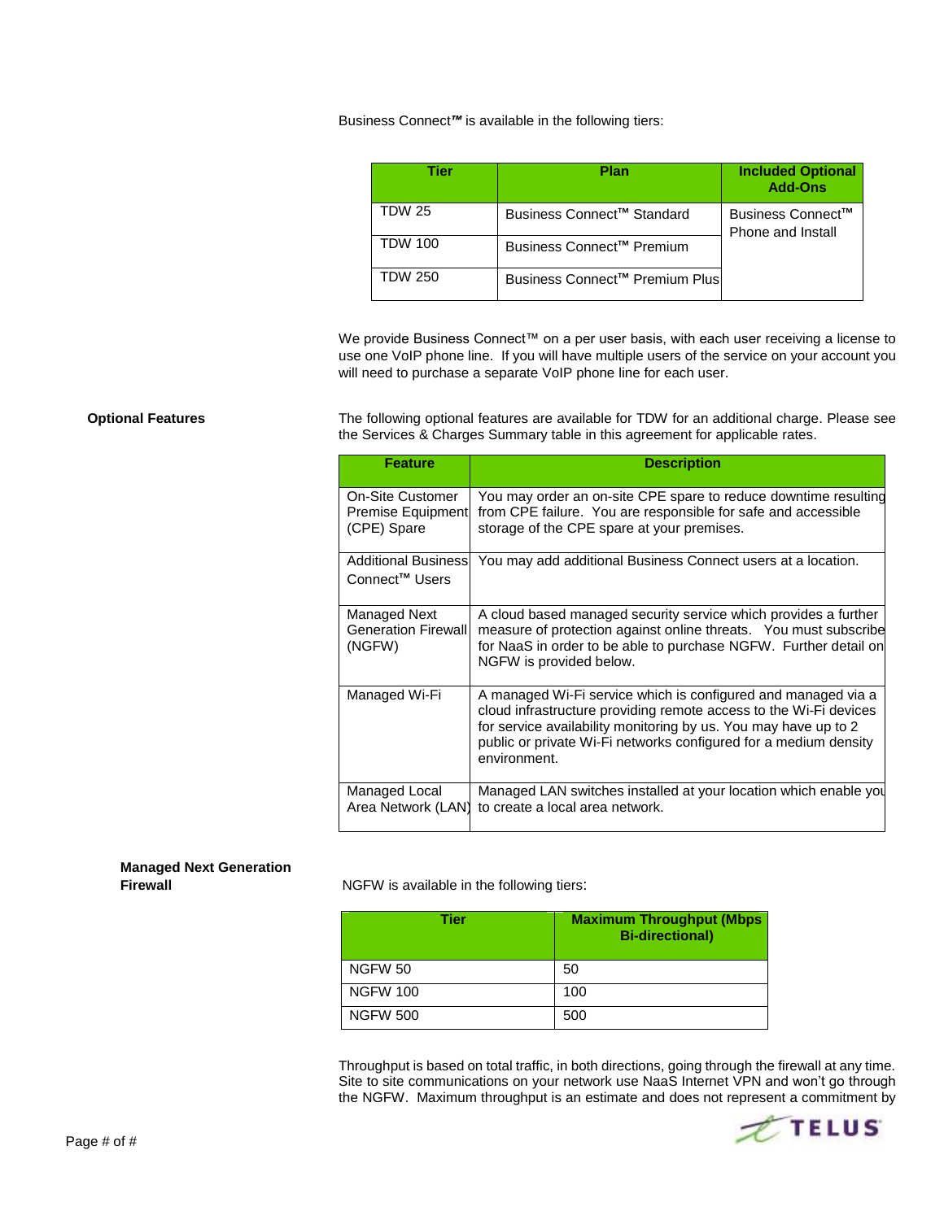Business Connect™ is available in the following tiers:

| Tier | Plan | Included Optional Add-Ons |
|---|---|---|
| TDW 25 | Business Connect™ Standard | Business Connect™ Phone and Install |
| TDW 100 | Business Connect™ Premium | |
| TDW 250 | Business Connect™ Premium Plus | |

We provide Business Connect™ on a per user basis, with each user receiving a license to use one VoIP phone line. If you will have multiple users of the service on your account you will need to purchase a separate VoIP phone line for each user.

**Optional Features**

The following optional features are available for TDW for an additional charge. Please see the Services & Charges Summary table in this agreement for applicable rates.

| Feature | Description |
|---|---|
| On-Site Customer Premise Equipment (CPE) Spare | You may order an on-site CPE spare to reduce downtime resulting from CPE failure. You are responsible for safe and accessible storage of the CPE spare at your premises. |
| Additional Business Connect™ Users | You may add additional Business Connect users at a location. |
| Managed Next Generation Firewall (NGFW) | A cloud based managed security service which provides a further measure of protection against online threats. You must subscribe for NaaS in order to be able to purchase NGFW. Further detail on NGFW is provided below. |
| Managed Wi-Fi | A managed Wi-Fi service which is configured and managed via a cloud infrastructure providing remote access to the Wi-Fi devices for service availability monitoring by us. You may have up to 2 public or private Wi-Fi networks configured for a medium density environment. |
| Managed Local Area Network (LAN) | Managed LAN switches installed at your location which enable you to create a local area network. |

**Managed Next Generation Firewall**

NGFW is available in the following tiers:

| Tier | Maximum Throughput (Mbps Bi-directional) |
|---|---|
| NGFW 50 | 50 |
| NGFW 100 | 100 |
| NGFW 500 | 500 |

Throughput is based on total traffic, in both directions, going through the firewall at any time. Site to site communications on your network use NaaS Internet VPN and won't go through the NGFW. Maximum throughput is an estimate and does not represent a commitment by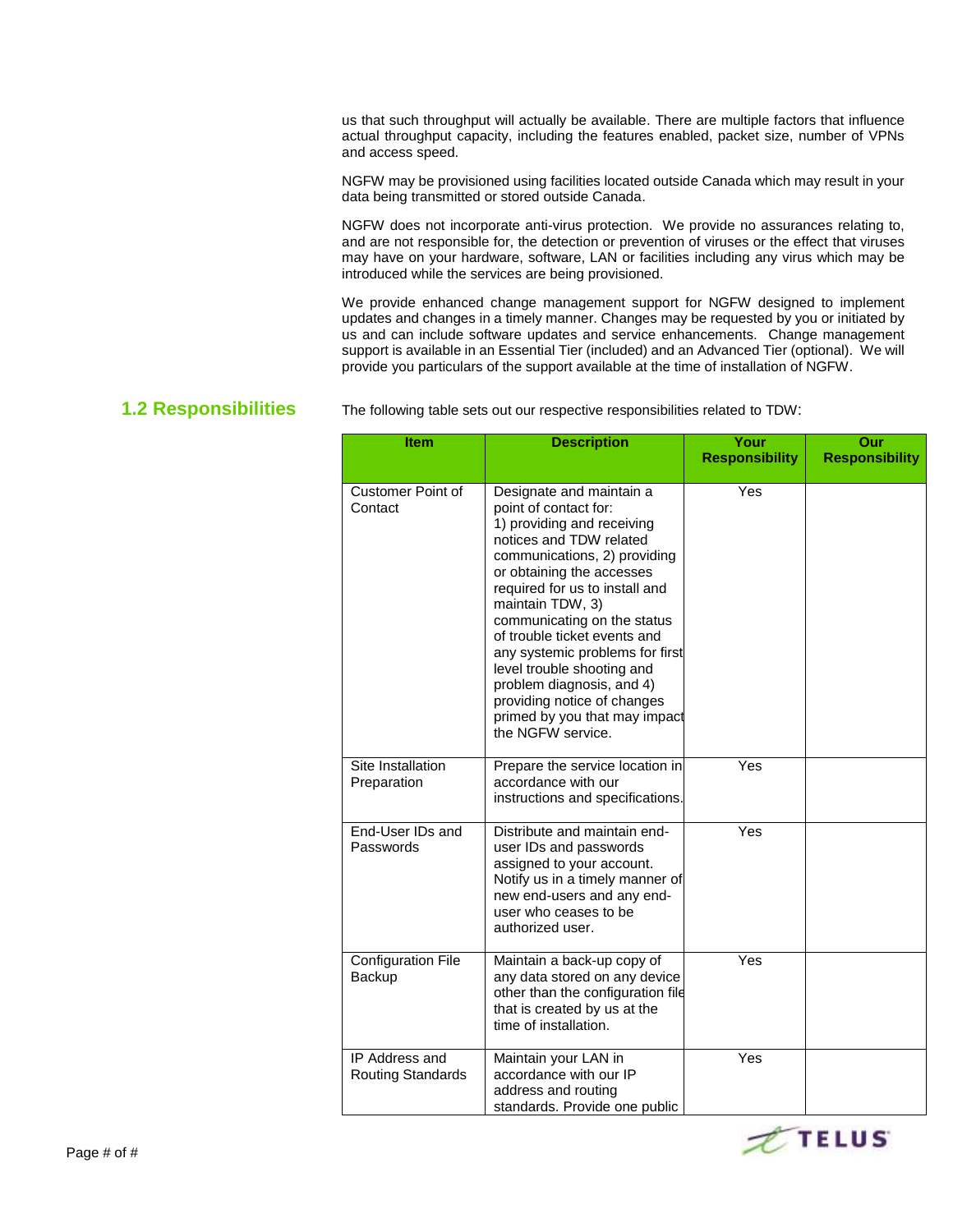us that such throughput will actually be available. There are multiple factors that influence actual throughput capacity, including the features enabled, packet size, number of VPNs and access speed.

NGFW may be provisioned using facilities located outside Canada which may result in your data being transmitted or stored outside Canada.

NGFW does not incorporate anti-virus protection. We provide no assurances relating to, and are not responsible for, the detection or prevention of viruses or the effect that viruses may have on your hardware, software, LAN or facilities including any virus which may be introduced while the services are being provisioned.

We provide enhanced change management support for NGFW designed to implement updates and changes in a timely manner. Changes may be requested by you or initiated by us and can include software updates and service enhancements. Change management support is available in an Essential Tier (included) and an Advanced Tier (optional). We will provide you particulars of the support available at the time of installation of NGFW.

## 1.2 Responsibilities

The following table sets out our respective responsibilities related to TDW:

| Item | Description | Your Responsibility | Our Responsibility |
|---|---|---|---|
| Customer Point of Contact | Designate and maintain a point of contact for: 1) providing and receiving notices and TDW related communications, 2) providing or obtaining the accesses required for us to install and maintain TDW, 3) communicating on the status of trouble ticket events and any systemic problems for first level trouble shooting and problem diagnosis, and 4) providing notice of changes primed by you that may impact the NGFW service. | Yes | |
| Site Installation Preparation | Prepare the service location in accordance with our instructions and specifications. | Yes | |
| End-User IDs and Passwords | Distribute and maintain end-user IDs and passwords assigned to your account. Notify us in a timely manner of new end-users and any end-user who ceases to be authorized user. | Yes | |
| Configuration File Backup | Maintain a back-up copy of any data stored on any device other than the configuration file that is created by us at the time of installation. | Yes | |
| IP Address and Routing Standards | Maintain your LAN in accordance with our IP address and routing standards. Provide one public | Yes | |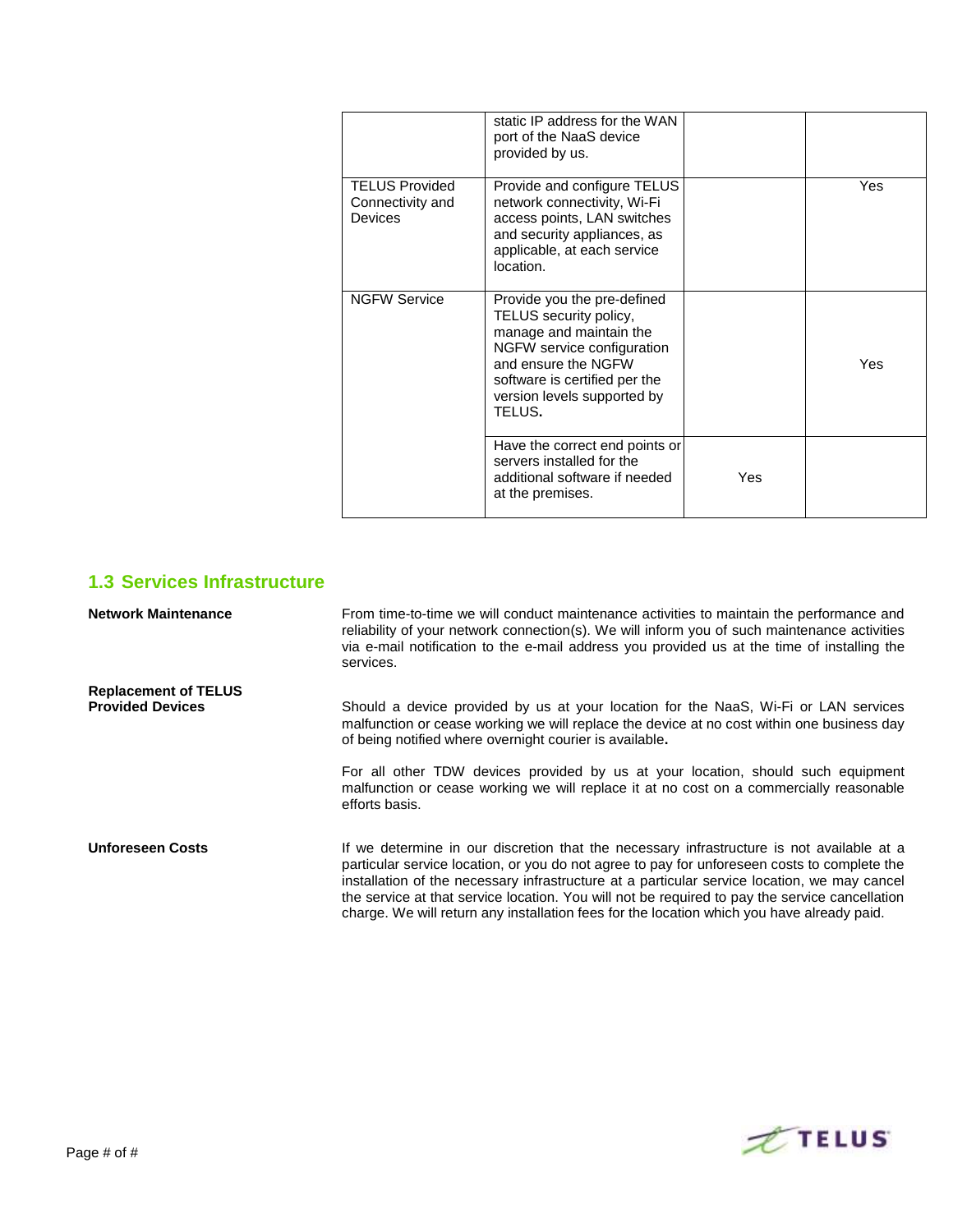| | | | |
|---|---|---|---|
| | static IP address for the WAN port of the NaaS device provided by us. | | |
| TELUS Provided Connectivity and Devices | Provide and configure TELUS network connectivity, Wi-Fi access points, LAN switches and security appliances, as applicable, at each service location. | | Yes |
| NGFW Service | Provide you the pre-defined TELUS security policy, manage and maintain the NGFW service configuration and ensure the NGFW software is certified per the version levels supported by TELUS**.** | | Yes |
| | Have the correct end points or servers installed for the additional software if needed at the premises. | Yes | |

## 1.3 Services Infrastructure

**Network Maintenance**

From time-to-time we will conduct maintenance activities to maintain the performance and reliability of your network connection(s). We will inform you of such maintenance activities via e-mail notification to the e-mail address you provided us at the time of installing the services.

**Replacement of TELUS Provided Devices**

Should a device provided by us at your location for the NaaS, Wi-Fi or LAN services malfunction or cease working we will replace the device at no cost within one business day of being notified where overnight courier is available**.**

For all other TDW devices provided by us at your location, should such equipment malfunction or cease working we will replace it at no cost on a commercially reasonable efforts basis.

**Unforeseen Costs**

If we determine in our discretion that the necessary infrastructure is not available at a particular service location, or you do not agree to pay for unforeseen costs to complete the installation of the necessary infrastructure at a particular service location, we may cancel the service at that service location. You will not be required to pay the service cancellation charge. We will return any installation fees for the location which you have already paid.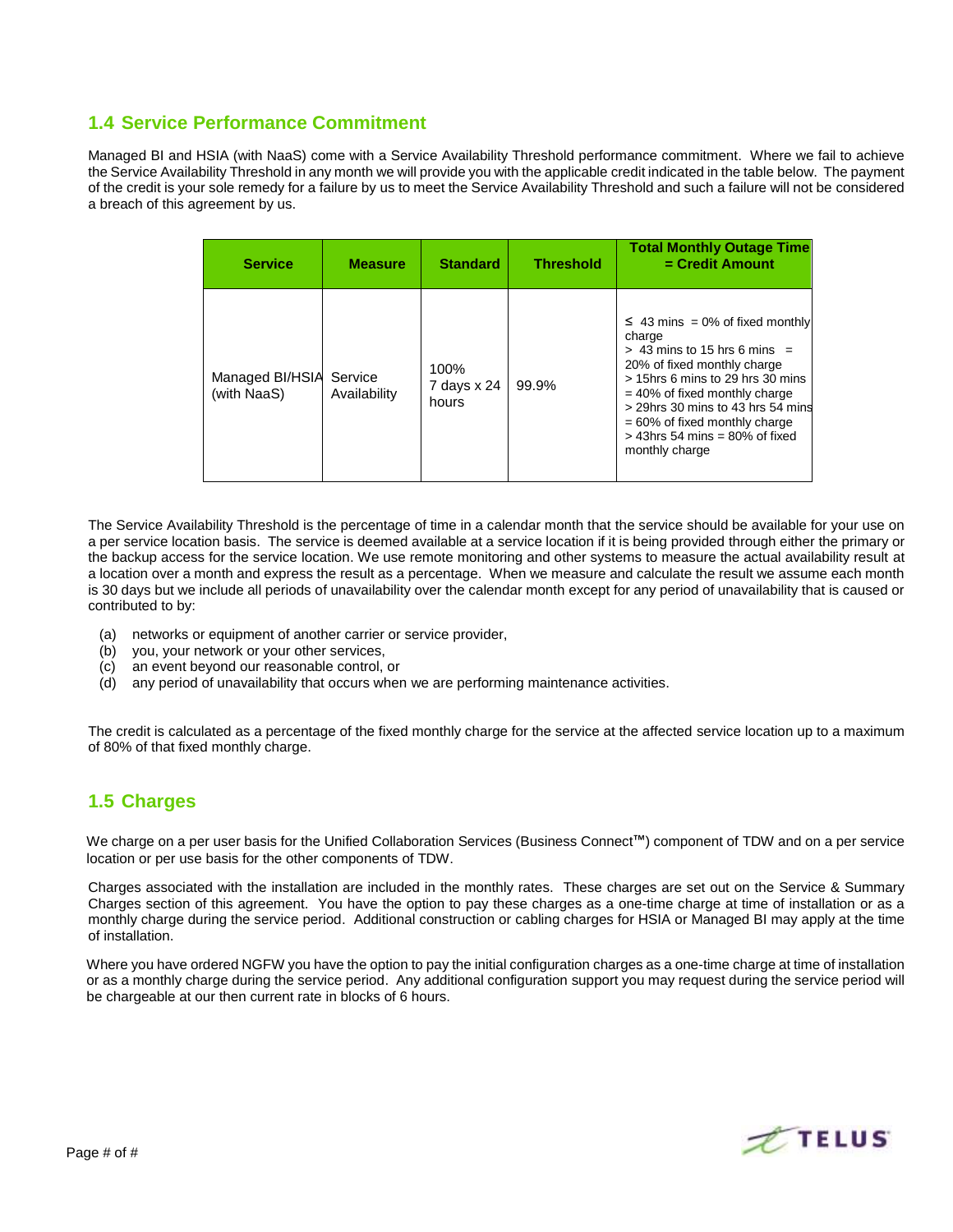## 1.4 Service Performance Commitment

Managed BI and HSIA (with NaaS) come with a Service Availability Threshold performance commitment. Where we fail to achieve the Service Availability Threshold in any month we will provide you with the applicable credit indicated in the table below. The payment of the credit is your sole remedy for a failure by us to meet the Service Availability Threshold and such a failure will not be considered a breach of this agreement by us.

| Service | Measure | Standard | Threshold | Total Monthly Outage Time = Credit Amount |
|---|---|---|---|---|
| Managed BI/HSIA (with NaaS) | Service Availability | 100% 7 days x 24 hours | 99.9% | ≤ 43 mins = 0% of fixed monthly charge<br>> 43 mins to 15 hrs 6 mins = 20% of fixed monthly charge<br>> 15hrs 6 mins to 29 hrs 30 mins = 40% of fixed monthly charge<br>> 29hrs 30 mins to 43 hrs 54 mins = 60% of fixed monthly charge<br>> 43hrs 54 mins = 80% of fixed monthly charge |

The Service Availability Threshold is the percentage of time in a calendar month that the service should be available for your use on a per service location basis. The service is deemed available at a service location if it is being provided through either the primary or the backup access for the service location. We use remote monitoring and other systems to measure the actual availability result at a location over a month and express the result as a percentage. When we measure and calculate the result we assume each month is 30 days but we include all periods of unavailability over the calendar month except for any period of unavailability that is caused or contributed to by:

(a) networks or equipment of another carrier or service provider,
(b) you, your network or your other services,
(c) an event beyond our reasonable control, or
(d) any period of unavailability that occurs when we are performing maintenance activities.

The credit is calculated as a percentage of the fixed monthly charge for the service at the affected service location up to a maximum of 80% of that fixed monthly charge.

## 1.5 Charges

We charge on a per user basis for the Unified Collaboration Services (Business Connect™) component of TDW and on a per service location or per use basis for the other components of TDW.

Charges associated with the installation are included in the monthly rates. These charges are set out on the Service & Summary Charges section of this agreement. You have the option to pay these charges as a one-time charge at time of installation or as a monthly charge during the service period. Additional construction or cabling charges for HSIA or Managed BI may apply at the time of installation.

Where you have ordered NGFW you have the option to pay the initial configuration charges as a one-time charge at time of installation or as a monthly charge during the service period. Any additional configuration support you may request during the service period will be chargeable at our then current rate in blocks of 6 hours.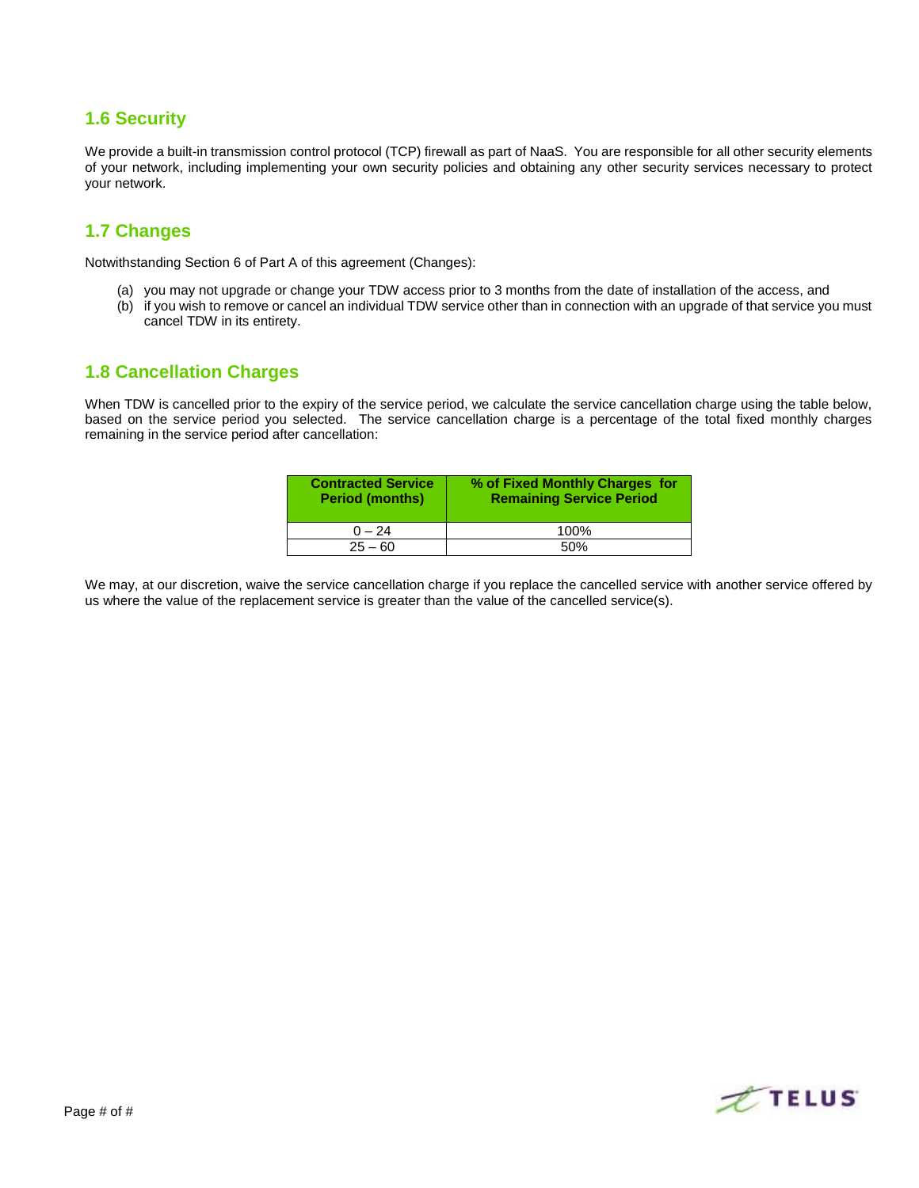## 1.6 Security

We provide a built-in transmission control protocol (TCP) firewall as part of NaaS. You are responsible for all other security elements of your network, including implementing your own security policies and obtaining any other security services necessary to protect your network.

## 1.7 Changes

Notwithstanding Section 6 of Part A of this agreement (Changes):

(a) you may not upgrade or change your TDW access prior to 3 months from the date of installation of the access, and
(b) if you wish to remove or cancel an individual TDW service other than in connection with an upgrade of that service you must cancel TDW in its entirety.

## 1.8 Cancellation Charges

When TDW is cancelled prior to the expiry of the service period, we calculate the service cancellation charge using the table below, based on the service period you selected. The service cancellation charge is a percentage of the total fixed monthly charges remaining in the service period after cancellation:

| Contracted Service Period (months) | % of Fixed Monthly Charges for Remaining Service Period |
|---|---|
| 0 – 24 | 100% |
| 25 – 60 | 50% |

We may, at our discretion, waive the service cancellation charge if you replace the cancelled service with another service offered by us where the value of the replacement service is greater than the value of the cancelled service(s).